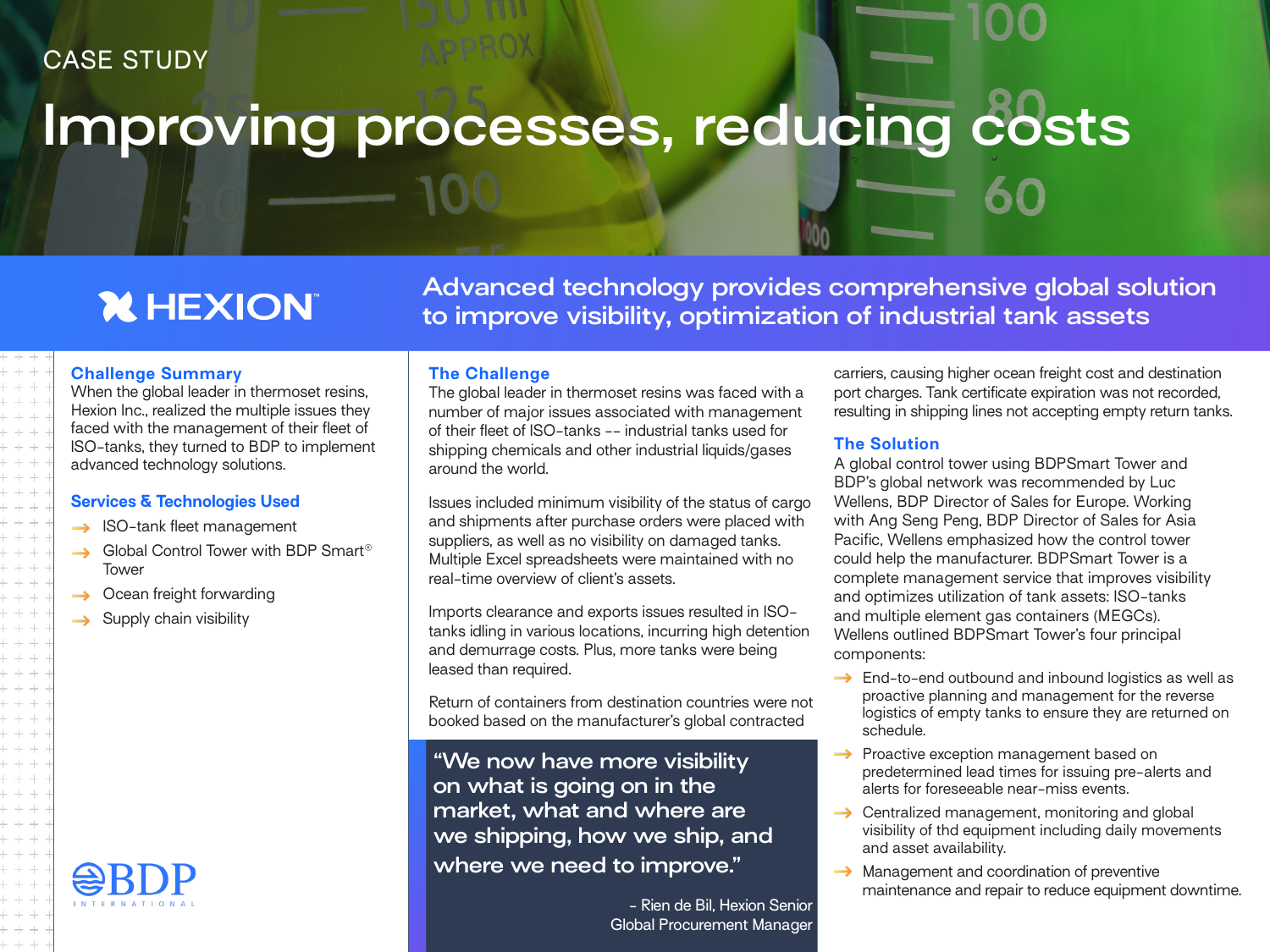CASE STUDY

# Improving processes, reducing costs

HEXION

## Advanced technology provides comprehensive global solution to improve visibility, optimization of industrial tank assets

### Challenge Summary

When the global leader in thermoset resins, Hexion Inc., realized the multiple issues they faced with the management of their fleet of ISO-tanks, they turned to BDP to implement advanced technology solutions.

### Services & Technologies Used

- ISO-tank fleet management
- Global Control Tower with BDP Smart® Tower
- Ocean freight forwarding
- Supply chain visibility

BDP INTERNATIONAL

### The Challenge

The global leader in thermoset resins was faced with a number of major issues associated with management of their fleet of ISO-tanks -- industrial tanks used for shipping chemicals and other industrial liquids/gases around the world.

Issues included minimum visibility of the status of cargo and shipments after purchase orders were placed with suppliers, as well as no visibility on damaged tanks. Multiple Excel spreadsheets were maintained with no real-time overview of client's assets.

Imports clearance and exports issues resulted in ISO-tanks idling in various locations, incurring high detention and demurrage costs. Plus, more tanks were being leased than required.

Return of containers from destination countries were not booked based on the manufacturer's global contracted carriers, causing higher ocean freight cost and destination port charges. Tank certificate expiration was not recorded, resulting in shipping lines not accepting empty return tanks.

> "We now have more visibility on what is going on in the market, what and where are we shipping, how we ship, and where we need to improve."
>
> \- Rien de Bil, Hexion Senior Global Procurement Manager

### The Solution

A global control tower using BDPSmart Tower and BDP's global network was recommended by Luc Wellens, BDP Director of Sales for Europe. Working with Ang Seng Peng, BDP Director of Sales for Asia Pacific, Wellens emphasized how the control tower could help the manufacturer. BDPSmart Tower is a complete management service that improves visibility and optimizes utilization of tank assets: ISO-tanks and multiple element gas containers (MEGCs). Wellens outlined BDPSmart Tower's four principal components:

- End-to-end outbound and inbound logistics as well as proactive planning and management for the reverse logistics of empty tanks to ensure they are returned on schedule.
- Proactive exception management based on predetermined lead times for issuing pre-alerts and alerts for foreseeable near-miss events.
- Centralized management, monitoring and global visibility of thd equipment including daily movements and asset availability.
- Management and coordination of preventive maintenance and repair to reduce equipment downtime.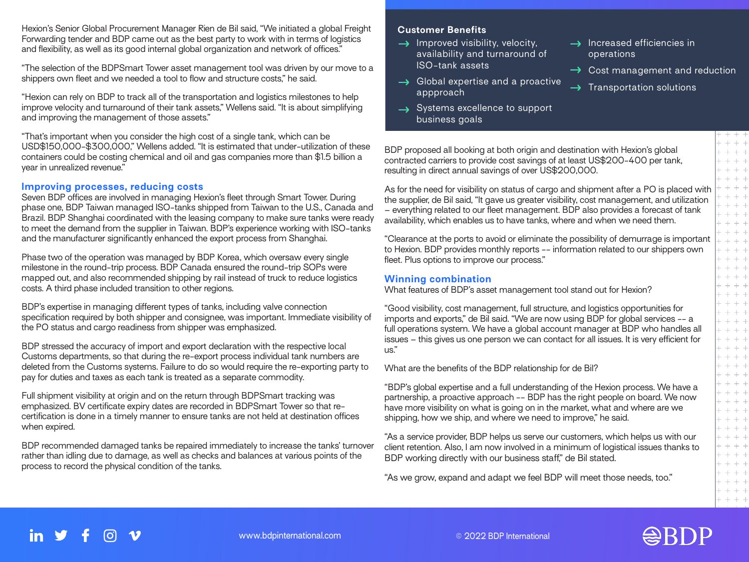Hexion's Senior Global Procurement Manager Rien de Bil said, "We initiated a global Freight Forwarding tender and BDP came out as the best party to work with in terms of logistics and flexibility, as well as its good internal global organization and network of offices."

"The selection of the BDPSmart Tower asset management tool was driven by our move to a shippers own fleet and we needed a tool to flow and structure costs," he said.

"Hexion can rely on BDP to track all of the transportation and logistics milestones to help improve velocity and turnaround of their tank assets," Wellens said. "It is about simplifying and improving the management of those assets."

"That's important when you consider the high cost of a single tank, which can be USD$150,000-$300,000," Wellens added. "It is estimated that under-utilization of these containers could be costing chemical and oil and gas companies more than $1.5 billion a year in unrealized revenue."

## Improving processes, reducing costs

Seven BDP offices are involved in managing Hexion's fleet through Smart Tower. During phase one, BDP Taiwan managed ISO-tanks shipped from Taiwan to the U.S., Canada and Brazil. BDP Shanghai coordinated with the leasing company to make sure tanks were ready to meet the demand from the supplier in Taiwan. BDP's experience working with ISO-tanks and the manufacturer significantly enhanced the export process from Shanghai.

Phase two of the operation was managed by BDP Korea, which oversaw every single milestone in the round-trip process. BDP Canada ensured the round-trip SOPs were mapped out, and also recommended shipping by rail instead of truck to reduce logistics costs. A third phase included transition to other regions.

BDP's expertise in managing different types of tanks, including valve connection specification required by both shipper and consignee, was important. Immediate visibility of the PO status and cargo readiness from shipper was emphasized.

BDP stressed the accuracy of import and export declaration with the respective local Customs departments, so that during the re-export process individual tank numbers are deleted from the Customs systems. Failure to do so would require the re-exporting party to pay for duties and taxes as each tank is treated as a separate commodity.

Full shipment visibility at origin and on the return through BDPSmart tracking was emphasized. BV certificate expiry dates are recorded in BDPSmart Tower so that re-certification is done in a timely manner to ensure tanks are not held at destination offices when expired.

BDP recommended damaged tanks be repaired immediately to increase the tanks' turnover rather than idling due to damage, as well as checks and balances at various points of the process to record the physical condition of the tanks.

### Customer Benefits

- Improved visibility, velocity, availability and turnaround of ISO-tank assets
- Global expertise and a proactive appproach
- Systems excellence to support business goals
- Increased efficiencies in operations
- Cost management and reduction
- Transportation solutions

BDP proposed all booking at both origin and destination with Hexion's global contracted carriers to provide cost savings of at least US$200-400 per tank, resulting in direct annual savings of over US$200,000.

As for the need for visibility on status of cargo and shipment after a PO is placed with the supplier, de Bil said, "It gave us greater visibility, cost management, and utilization – everything related to our fleet management. BDP also provides a forecast of tank availability, which enables us to have tanks, where and when we need them.

"Clearance at the ports to avoid or eliminate the possibility of demurrage is important to Hexion. BDP provides monthly reports -- information related to our shippers own fleet. Plus options to improve our process."

## Winning combination

What features of BDP's asset management tool stand out for Hexion?

"Good visibility, cost management, full structure, and logistics opportunities for imports and exports," de Bil said. "We are now using BDP for global services -- a full operations system. We have a global account manager at BDP who handles all issues – this gives us one person we can contact for all issues. It is very efficient for us."

What are the benefits of the BDP relationship for de Bil?

"BDP's global expertise and a full understanding of the Hexion process. We have a partnership, a proactive approach -- BDP has the right people on board. We now have more visibility on what is going on in the market, what and where are we shipping, how we ship, and where we need to improve," he said.

"As a service provider, BDP helps us serve our customers, which helps us with our client retention. Also, I am now involved in a minimum of logistical issues thanks to BDP working directly with our business staff," de Bil stated.

"As we grow, expand and adapt we feel BDP will meet those needs, too."

www.bdpinternational.com

© 2022 BDP International